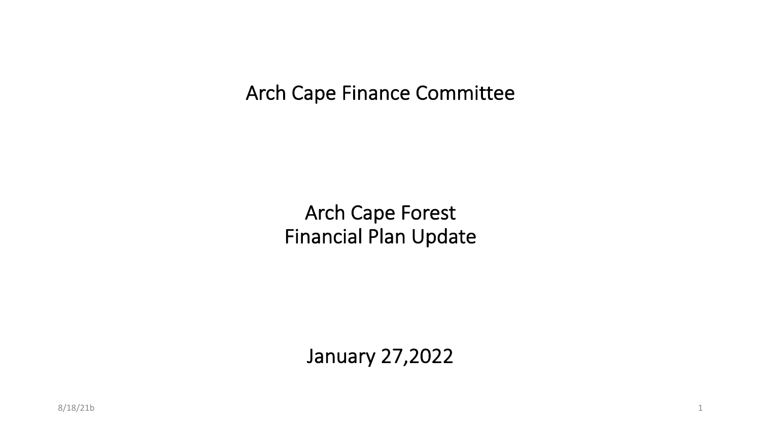# Arch Cape Finance Committee

## Arch Cape Forest
## Financial Plan Update

January 27,2022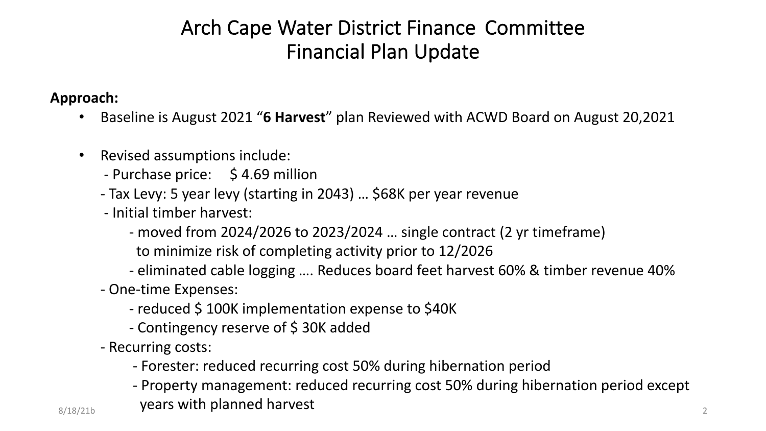# Arch Cape Water District Finance Committee
# Financial Plan Update

**Approach:**

- Baseline is August 2021 "**6 Harvest**" plan Reviewed with ACWD Board on August 20,2021

- Revised assumptions include:
  - Purchase price: $ 4.69 million
  - Tax Levy: 5 year levy (starting in 2043) … $68K per year revenue
  - Initial timber harvest:
    - moved from 2024/2026 to 2023/2024 … single contract (2 yr timeframe) to minimize risk of completing activity prior to 12/2026
    - eliminated cable logging …. Reduces board feet harvest 60% & timber revenue 40%
  - One-time Expenses:
    - reduced $ 100K implementation expense to $40K
    - Contingency reserve of $ 30K added
  - Recurring costs:
    - Forester: reduced recurring cost 50% during hibernation period
    - Property management: reduced recurring cost 50% during hibernation period except years with planned harvest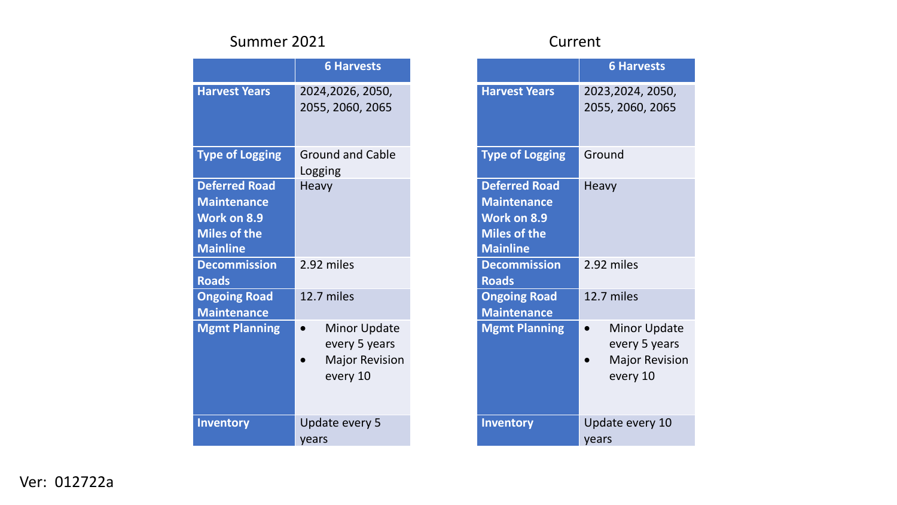## Summer 2021

| | 6 Harvests |
|---|---|
| **Harvest Years** | 2024,2026, 2050, 2055, 2060, 2065 |
| **Type of Logging** | Ground and Cable Logging |
| **Deferred Road Maintenance Work on 8.9 Miles of the Mainline** | Heavy |
| **Decommission Roads** | 2.92 miles |
| **Ongoing Road Maintenance** | 12.7 miles |
| **Mgmt Planning** | • Minor Update every 5 years<br>• Major Revision every 10 |
| **Inventory** | Update every 5 years |

## Current

| | 6 Harvests |
|---|---|
| **Harvest Years** | 2023,2024, 2050, 2055, 2060, 2065 |
| **Type of Logging** | Ground |
| **Deferred Road Maintenance Work on 8.9 Miles of the Mainline** | Heavy |
| **Decommission Roads** | 2.92 miles |
| **Ongoing Road Maintenance** | 12.7 miles |
| **Mgmt Planning** | • Minor Update every 5 years<br>• Major Revision every 10 |
| **Inventory** | Update every 10 years |

Ver: 012722a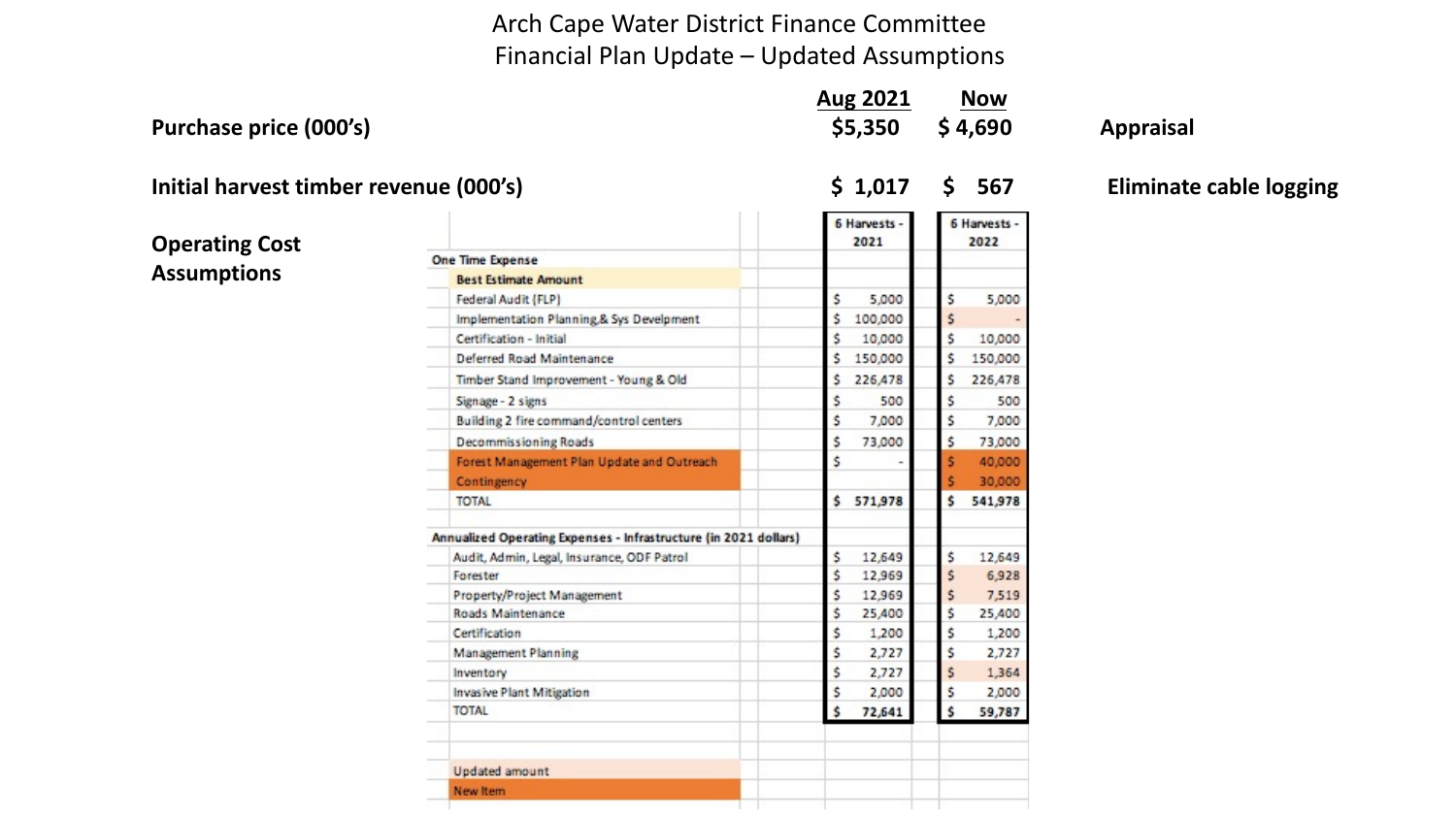# Arch Cape Water District Finance Committee
## Financial Plan Update – Updated Assumptions

| | Aug 2021 | Now | |
|---|---|---|---|
| **Purchase price (000's)** | **$5,350** | **$ 4,690** | **Appraisal** |
| **Initial harvest timber revenue (000's)** | **$ 1,017** | **$ 567** | **Eliminate cable logging** |

**Operating Cost Assumptions**

| | 6 Harvests - 2021 | 6 Harvests - 2022 |
|---|---|---|
| **One Time Expense** | | |
| **Best Estimate Amount** | | |
| Federal Audit (FLP) | $ 5,000 | $ 5,000 |
| Implementation Planning & Sys Develpment | $ 100,000 | $ - |
| Certification - Initial | $ 10,000 | $ 10,000 |
| Deferred Road Maintenance | $ 150,000 | $ 150,000 |
| Timber Stand Improvement - Young & Old | $ 226,478 | $ 226,478 |
| Signage - 2 signs | $ 500 | $ 500 |
| Building 2 fire command/control centers | $ 7,000 | $ 7,000 |
| Decommissioning Roads | $ 73,000 | $ 73,000 |
| Forest Management Plan Update and Outreach | $ - | $ 40,000 |
| Contingency | | $ 30,000 |
| TOTAL | **$ 571,978** | **$ 541,978** |
| **Annualized Operating Expenses - Infrastructure (in 2021 dollars)** | | |
| Audit, Admin, Legal, Insurance, ODF Patrol | $ 12,649 | $ 12,649 |
| Forester | $ 12,969 | $ 6,928 |
| Property/Project Management | $ 12,969 | $ 7,519 |
| Roads Maintenance | $ 25,400 | $ 25,400 |
| Certification | $ 1,200 | $ 1,200 |
| Management Planning | $ 2,727 | $ 2,727 |
| Inventory | $ 2,727 | $ 1,364 |
| Invasive Plant Mitigation | $ 2,000 | $ 2,000 |
| TOTAL | **$ 72,641** | **$ 59,787** |

Updated amount

New Item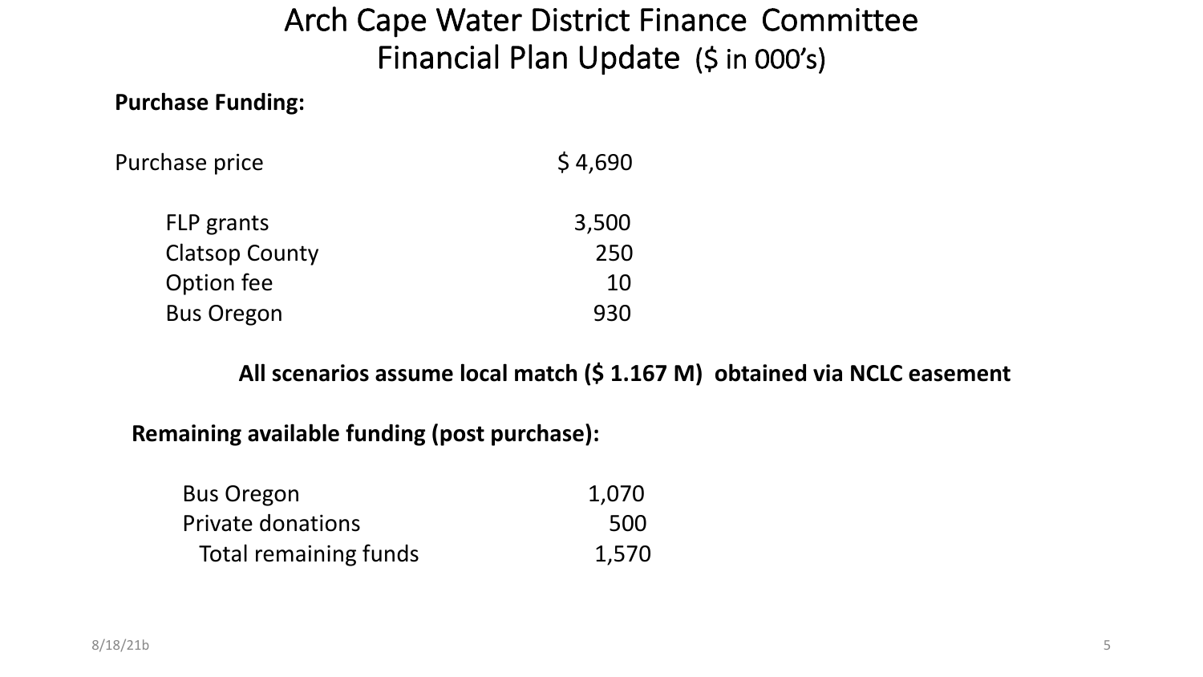# Arch Cape Water District Finance Committee
## Financial Plan Update (\$ in 000's)

**Purchase Funding:**

| | |
|---|---|
| Purchase price | \$ 4,690 |
| FLP grants | 3,500 |
| Clatsop County | 250 |
| Option fee | 10 |
| Bus Oregon | 930 |

**All scenarios assume local match (\$ 1.167 M) obtained via NCLC easement**

**Remaining available funding (post purchase):**

| | |
|---|---|
| Bus Oregon | 1,070 |
| Private donations | 500 |
| Total remaining funds | 1,570 |

8/18/21b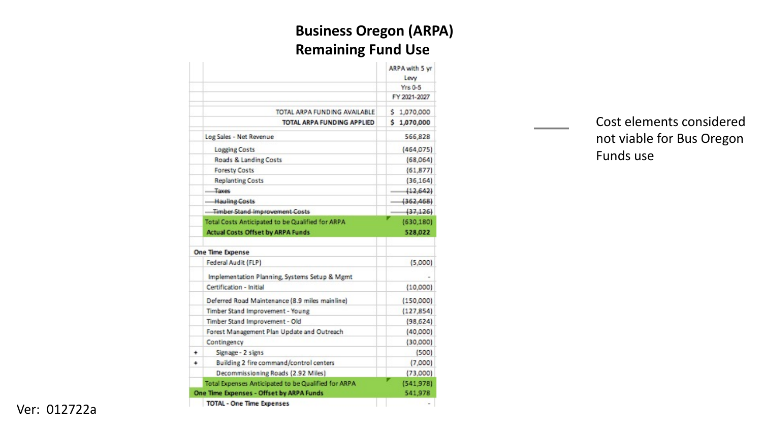# Business Oregon (ARPA) Remaining Fund Use

| | | ARPA with 5 yr Levy Yrs 0-5 FY 2021-2027 |
|---|---|---|
| | TOTAL ARPA FUNDING AVAILABLE | $ 1,070,000 |
| | **TOTAL ARPA FUNDING APPLIED** | **$ 1,070,000** |
| | Log Sales - Net Revenue | 566,828 |
| | Logging Costs | (464,075) |
| | Roads & Landing Costs | (68,064) |
| | Foresty Costs | (61,877) |
| | Replanting Costs | (36,164) |
| | ~~Taxes~~ | ~~(12,642)~~ |
| | ~~Hauling Costs~~ | ~~(362,468)~~ |
| | ~~Timber Stand Improvement Costs~~ | ~~(37,126)~~ |
| | Total Costs Anticipated to be Qualified for ARPA | (630,180) |
| | **Actual Costs Offset by ARPA Funds** | **528,022** |
| | | |
| | **One Time Expense** | |
| | Federal Audit (FLP) | (5,000) |
| | Implementation Planning, Systems Setup & Mgmt | - |
| | Certification - Initial | (10,000) |
| | Deferred Road Maintenance (8.9 miles mainline) | (150,000) |
| | Timber Stand Improvement - Young | (127,854) |
| | Timber Stand Improvement - Old | (98,624) |
| | Forest Management Plan Update and Outreach | (40,000) |
| | Contingency | (30,000) |
| + | Signage - 2 signs | (500) |
| + | Building 2 fire command/control centers | (7,000) |
| | Decommissioning Roads (2.92 Miles) | (73,000) |
| | Total Expenses Anticipated to be Qualified for ARPA | (541,978) |
| | **One Time Expenses - Offset by ARPA Funds** | **541,978** |
| | **TOTAL - One Time Expenses** | - |

—— Cost elements considered not viable for Bus Oregon Funds use

Ver: 012722a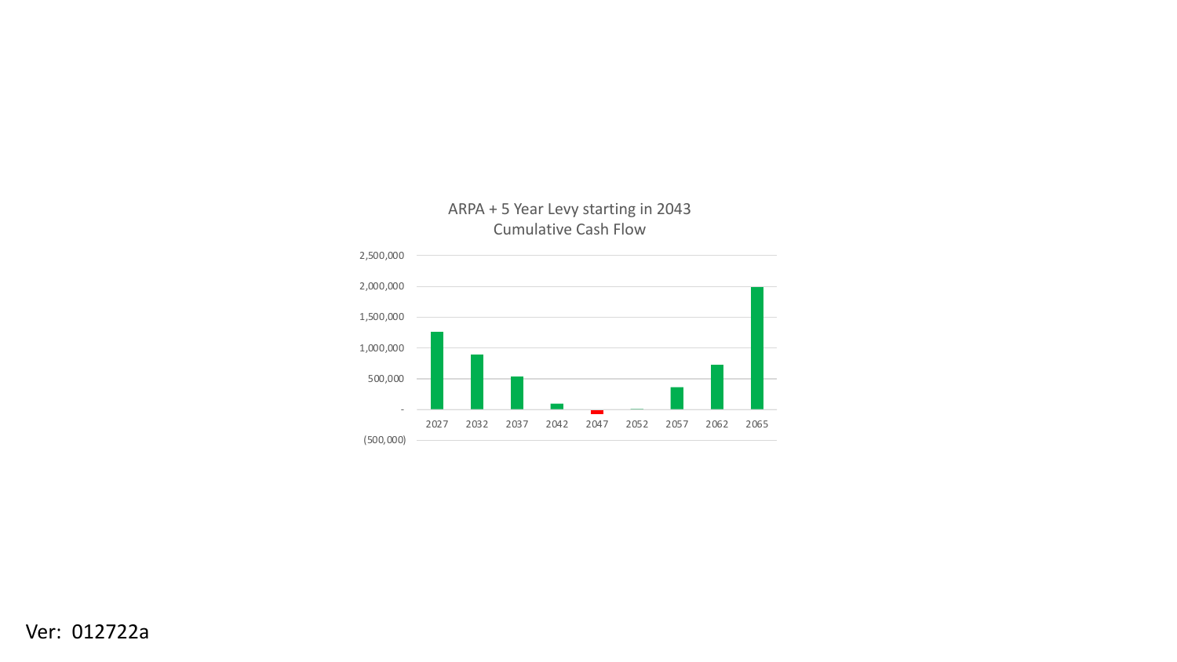ARPA + 5 Year Levy starting in 2043
Cumulative Cash Flow

2,500,000
2,000,000
1,500,000
1,000,000
500,000
-
(500,000)

2027 2032 2037 2042 2047 2052 2057 2062 2065

Ver: 012722a